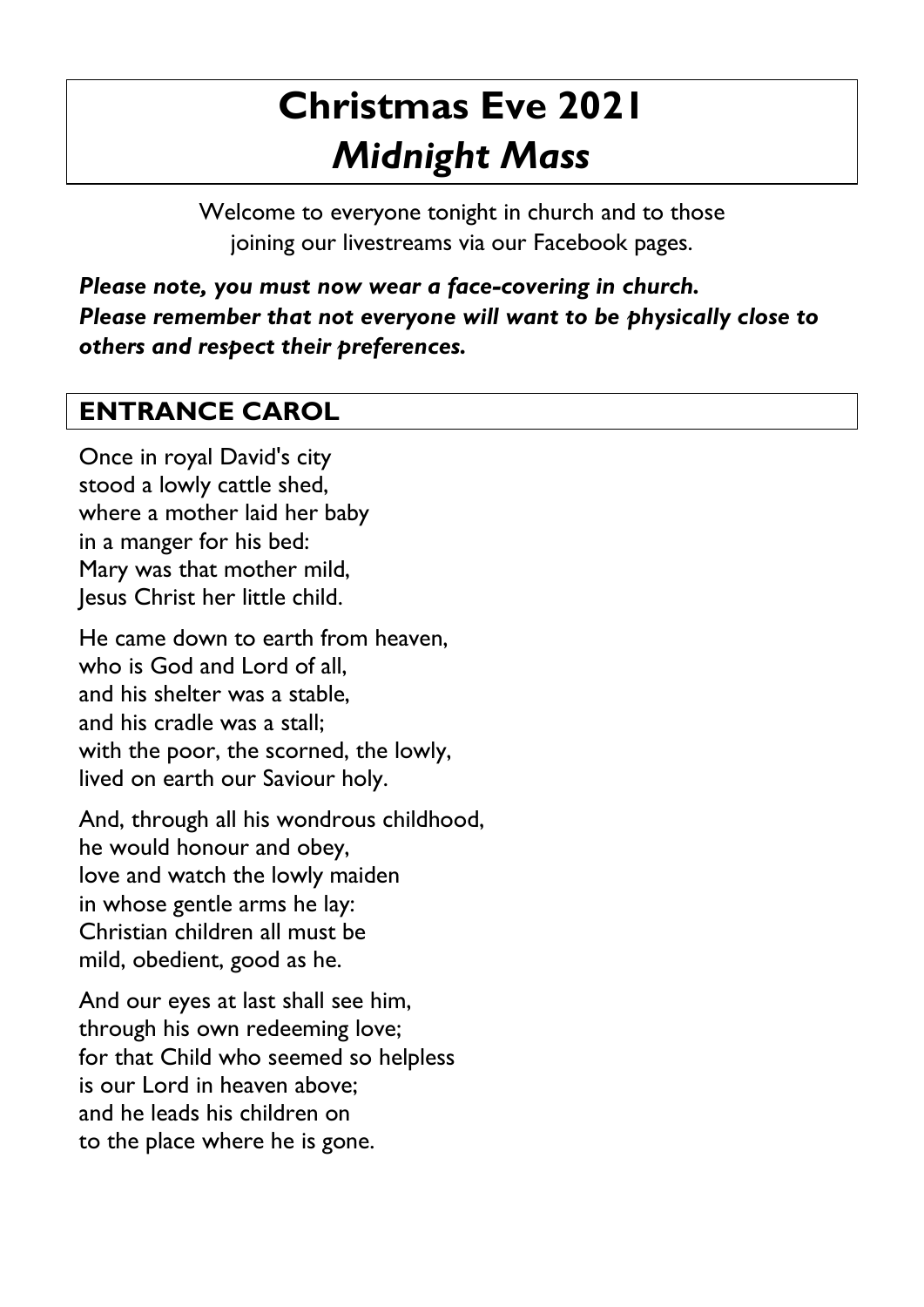# Christmas Eve 2021
# *Midnight Mass*

Welcome to everyone tonight in church and to those joining our livestreams via our Facebook pages.

***Please note, you must now wear a face-covering in church.***
***Please remember that not everyone will want to be physically close to others and respect their preferences.***

## ENTRANCE CAROL

Once in royal David's city
stood a lowly cattle shed,
where a mother laid her baby
in a manger for his bed:
Mary was that mother mild,
Jesus Christ her little child.

He came down to earth from heaven,
who is God and Lord of all,
and his shelter was a stable,
and his cradle was a stall;
with the poor, the scorned, the lowly,
lived on earth our Saviour holy.

And, through all his wondrous childhood,
he would honour and obey,
love and watch the lowly maiden
in whose gentle arms he lay:
Christian children all must be
mild, obedient, good as he.

And our eyes at last shall see him,
through his own redeeming love;
for that Child who seemed so helpless
is our Lord in heaven above;
and he leads his children on
to the place where he is gone.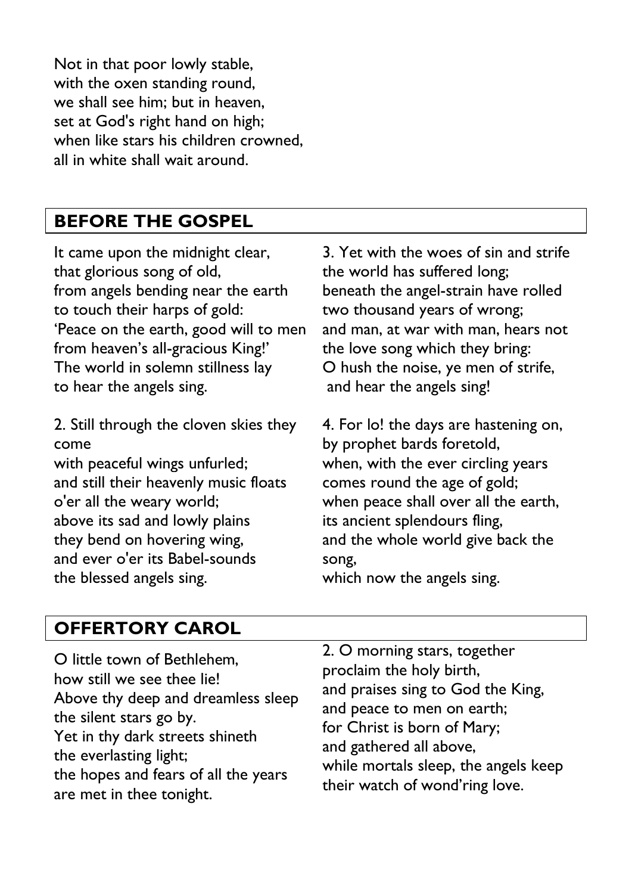Not in that poor lowly stable,
with the oxen standing round,
we shall see him; but in heaven,
set at God's right hand on high;
when like stars his children crowned,
all in white shall wait around.

## BEFORE THE GOSPEL

It came upon the midnight clear,
that glorious song of old,
from angels bending near the earth
to touch their harps of gold:
'Peace on the earth, good will to men
from heaven's all-gracious King!'
The world in solemn stillness lay
to hear the angels sing.

2. Still through the cloven skies they come
with peaceful wings unfurled;
and still their heavenly music floats
o'er all the weary world;
above its sad and lowly plains
they bend on hovering wing,
and ever o'er its Babel-sounds
the blessed angels sing.

3. Yet with the woes of sin and strife
the world has suffered long;
beneath the angel-strain have rolled
two thousand years of wrong;
and man, at war with man, hears not
the love song which they bring:
O hush the noise, ye men of strife,
and hear the angels sing!

4. For lo! the days are hastening on,
by prophet bards foretold,
when, with the ever circling years
comes round the age of gold;
when peace shall over all the earth,
its ancient splendours fling,
and the whole world give back the song,
which now the angels sing.

## OFFERTORY CAROL

O little town of Bethlehem,
how still we see thee lie!
Above thy deep and dreamless sleep
the silent stars go by.
Yet in thy dark streets shineth
the everlasting light;
the hopes and fears of all the years
are met in thee tonight.

2. O morning stars, together
proclaim the holy birth,
and praises sing to God the King,
and peace to men on earth;
for Christ is born of Mary;
and gathered all above,
while mortals sleep, the angels keep
their watch of wond'ring love.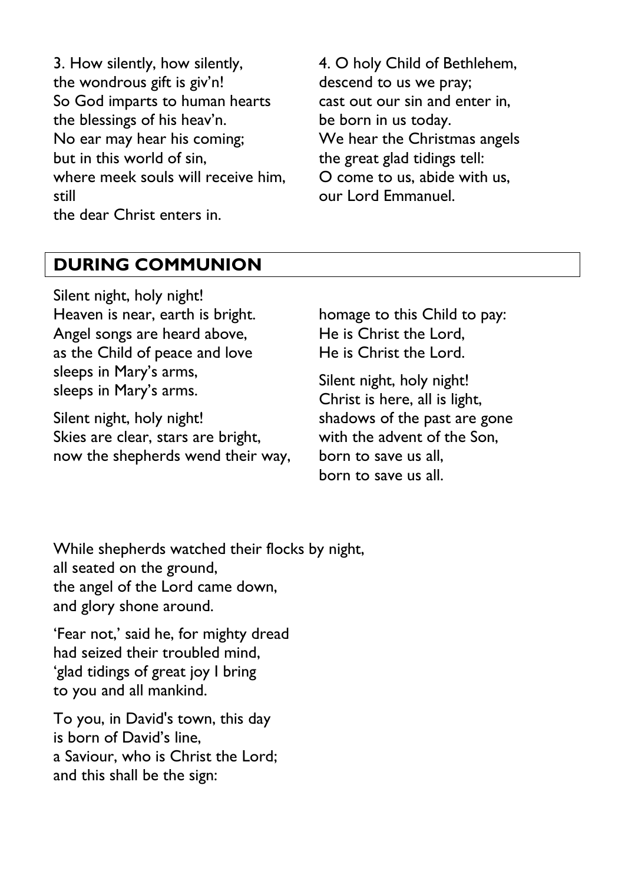3. How silently, how silently,
the wondrous gift is giv'n!
So God imparts to human hearts
the blessings of his heav'n.
No ear may hear his coming;
but in this world of sin,
where meek souls will receive him, still
the dear Christ enters in.

4. O holy Child of Bethlehem,
descend to us we pray;
cast out our sin and enter in,
be born in us today.
We hear the Christmas angels
the great glad tidings tell:
O come to us, abide with us,
our Lord Emmanuel.

## DURING COMMUNION

Silent night, holy night!
Heaven is near, earth is bright.
Angel songs are heard above,
as the Child of peace and love
sleeps in Mary's arms,
sleeps in Mary's arms.

Silent night, holy night!
Skies are clear, stars are bright,
now the shepherds wend their way,
homage to this Child to pay:
He is Christ the Lord,
He is Christ the Lord.

Silent night, holy night!
Christ is here, all is light,
shadows of the past are gone
with the advent of the Son,
born to save us all,
born to save us all.

While shepherds watched their flocks by night,
all seated on the ground,
the angel of the Lord came down,
and glory shone around.

'Fear not,' said he, for mighty dread
had seized their troubled mind,
'glad tidings of great joy I bring
to you and all mankind.

To you, in David's town, this day
is born of David's line,
a Saviour, who is Christ the Lord;
and this shall be the sign: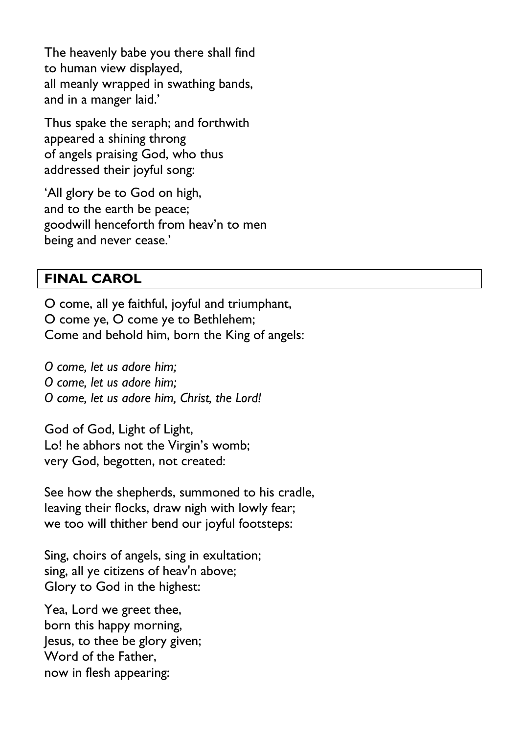The heavenly babe you there shall find
to human view displayed,
all meanly wrapped in swathing bands,
and in a manger laid.'

Thus spake the seraph; and forthwith
appeared a shining throng
of angels praising God, who thus
addressed their joyful song:

'All glory be to God on high,
and to the earth be peace;
goodwill henceforth from heav'n to men
being and never cease.'

## FINAL CAROL

O come, all ye faithful, joyful and triumphant,
O come ye, O come ye to Bethlehem;
Come and behold him, born the King of angels:

*O come, let us adore him;*
*O come, let us adore him;*
*O come, let us adore him, Christ, the Lord!*

God of God, Light of Light,
Lo! he abhors not the Virgin's womb;
very God, begotten, not created:

See how the shepherds, summoned to his cradle,
leaving their flocks, draw nigh with lowly fear;
we too will thither bend our joyful footsteps:

Sing, choirs of angels, sing in exultation;
sing, all ye citizens of heav'n above;
Glory to God in the highest:

Yea, Lord we greet thee,
born this happy morning,
Jesus, to thee be glory given;
Word of the Father,
now in flesh appearing: